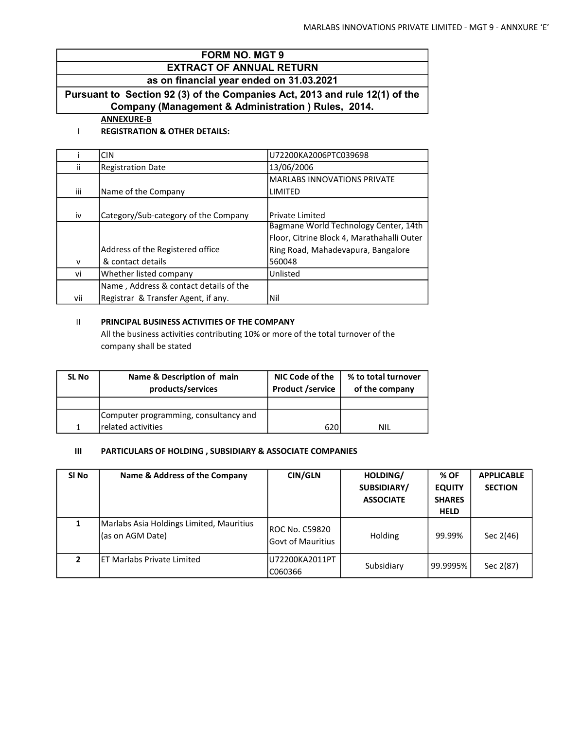# FORM NO. MGT 9

## EXTRACT OF ANNUAL RETURN

### as on financial year ended on 31.03.2021

**Pursuant to Section 92 (3) of the Companies Act, 2013 and rule 12(1) of the Company (Management & Administration ) Rules, 2014.**

**ANNEXURE-B**

**I REGISTRATION & OTHER DETAILS:**

| | | |
|---|---|---|
| i | CIN | U72200KA2006PTC039698 |
| ii | Registration Date | 13/06/2006 |
| iii | Name of the Company | MARLABS INNOVATIONS PRIVATE LIMITED |
| iv | Category/Sub-category of the Company | Private Limited |
| v | Address of the Registered office & contact details | Bagmane World Technology Center, 14th Floor, Citrine Block 4, Marathahalli Outer Ring Road, Mahadevapura, Bangalore 560048 |
| vi | Whether listed company | Unlisted |
| vii | Name , Address & contact details of the Registrar & Transfer Agent, if any. | Nil |

**II PRINCIPAL BUSINESS ACTIVITIES OF THE COMPANY**

All the business activities contributing 10% or more of the total turnover of the company shall be stated

| SL No | Name & Description of main products/services | NIC Code of the Product /service | % to total turnover of the company |
|---|---|---|---|
| | | | |
| 1 | Computer programming, consultancy and related activities | 620 | NIL |

**III PARTICULARS OF HOLDING , SUBSIDIARY & ASSOCIATE COMPANIES**

| Sl No | Name & Address of the Company | CIN/GLN | HOLDING/ SUBSIDIARY/ ASSOCIATE | % OF EQUITY SHARES HELD | APPLICABLE SECTION |
|---|---|---|---|---|---|
| 1 | Marlabs Asia Holdings Limited, Mauritius (as on AGM Date) | ROC No. C59820 Govt of Mauritius | Holding | 99.99% | Sec 2(46) |
| 2 | ET Marlabs Private Limited | U72200KA2011PTC060366 | Subsidiary | 99.9995% | Sec 2(87) |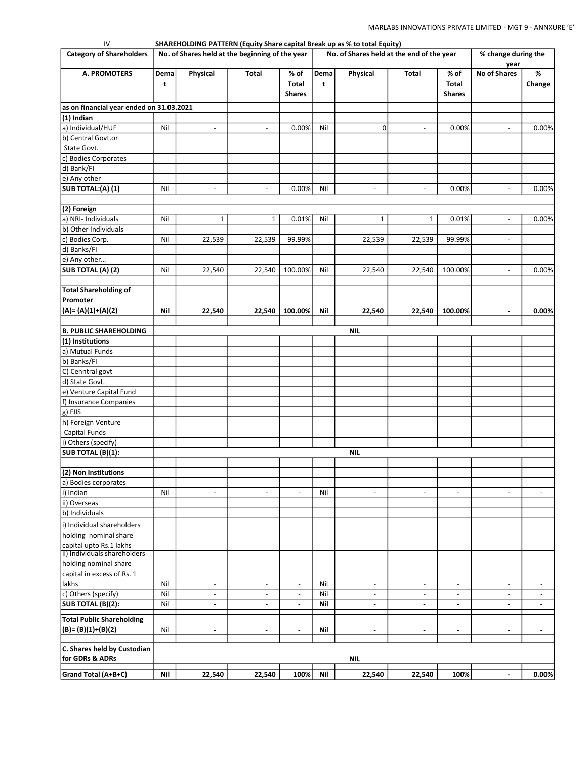## IV SHAREHOLDING PATTERN (Equity Share capital Break up as % to total Equity)

| Category of Shareholders | No. of Shares held at the beginning of the year | | | | No. of Shares held at the end of the year | | | | % change during the year | |
|---|---|---|---|---|---|---|---|---|---|---|
| **A. PROMOTERS** | Demat | Physical | Total | % of Total Shares | Demat | Physical | Total | % of Total Shares | No of Shares | % Change |
| **as on financial year ended on 31.03.2021** | | | | | | | | | | |
| **(1) Indian** | | | | | | | | | | |
| a) Individual/HUF | Nil | - | - | 0.00% | Nil | 0 | - | 0.00% | - | 0.00% |
| b) Central Govt.or State Govt. | | | | | | | | | | |
| c) Bodies Corporates | | | | | | | | | | |
| d) Bank/FI | | | | | | | | | | |
| e) Any other | | | | | | | | | | |
| **SUB TOTAL:(A) (1)** | Nil | - | - | 0.00% | Nil | - | - | 0.00% | - | 0.00% |
| **(2) Foreign** | | | | | | | | | | |
| a) NRI- Individuals | Nil | 1 | 1 | 0.01% | Nil | 1 | 1 | 0.01% | - | 0.00% |
| b) Other Individuals | | | | | | | | | | |
| c) Bodies Corp. | Nil | 22,539 | 22,539 | 99.99% | | 22,539 | 22,539 | 99.99% | - | |
| d) Banks/FI | | | | | | | | | | |
| e) Any other… | | | | | | | | | | |
| **SUB TOTAL (A) (2)** | Nil | 22,540 | 22,540 | 100.00% | Nil | 22,540 | 22,540 | 100.00% | - | 0.00% |
| **Total Shareholding of Promoter (A)= (A)(1)+(A)(2)** | **Nil** | **22,540** | **22,540** | **100.00%** | **Nil** | **22,540** | **22,540** | **100.00%** | **-** | **0.00%** |
| **B. PUBLIC SHAREHOLDING** | | | | | **NIL** | | | | | |
| **(1) Institutions** | | | | | | | | | | |
| a) Mutual Funds | | | | | | | | | | |
| b) Banks/FI | | | | | | | | | | |
| C) Cenntral govt | | | | | | | | | | |
| d) State Govt. | | | | | | | | | | |
| e) Venture Capital Fund | | | | | | | | | | |
| f) Insurance Companies | | | | | | | | | | |
| g) FIIS | | | | | | | | | | |
| h) Foreign Venture Capital Funds | | | | | | | | | | |
| i) Others (specify) | | | | | | | | | | |
| **SUB TOTAL (B)(1):** | | | | | **NIL** | | | | | |
| **(2) Non Institutions** | | | | | | | | | | |
| a) Bodies corporates | | | | | | | | | | |
| i) Indian | Nil | - | - | - | Nil | - | - | - | - | - |
| ii) Overseas | | | | | | | | | | |
| b) Individuals | | | | | | | | | | |
| i) Individual shareholders holding nominal share capital upto Rs.1 lakhs | | | | | | | | | | |
| ii) Individuals shareholders holding nominal share capital in excess of Rs. 1 lakhs | Nil | - | - | - | Nil | - | - | - | - | - |
| c) Others (specify) | Nil | - | - | - | Nil | - | - | - | - | - |
| **SUB TOTAL (B)(2):** | Nil | **-** | **-** | **-** | **Nil** | **-** | **-** | **-** | **-** | **-** |
| **Total Public Shareholding (B)= (B)(1)+(B)(2)** | Nil | **-** | **-** | **-** | **Nil** | **-** | **-** | **-** | **-** | **-** |
| **C. Shares held by Custodian for GDRs & ADRs** | | | | | **NIL** | | | | | |
| **Grand Total (A+B+C)** | **Nil** | **22,540** | **22,540** | **100%** | **Nil** | **22,540** | **22,540** | **100%** | **-** | **0.00%** |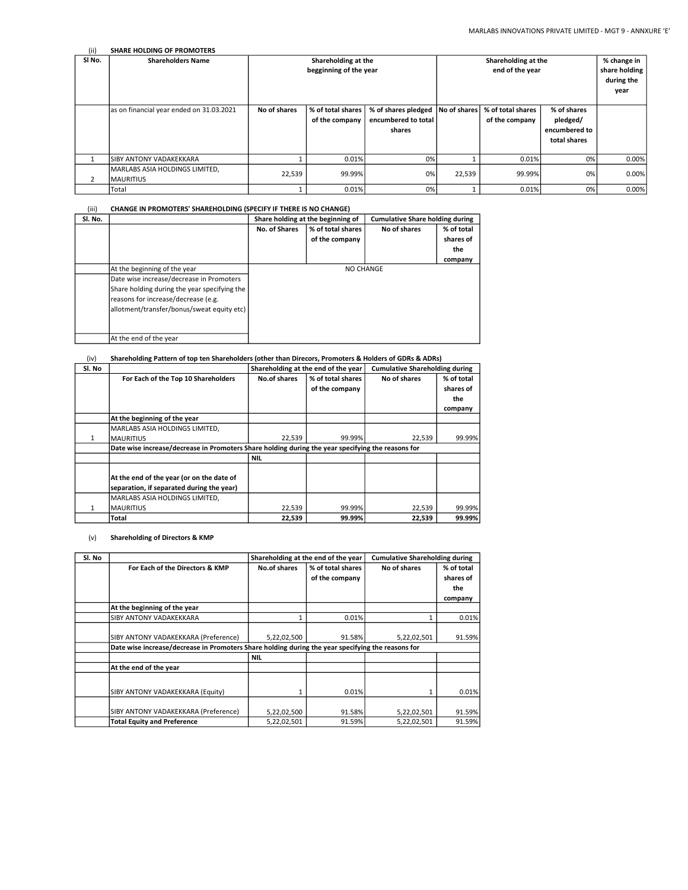(ii) **SHARE HOLDING OF PROMOTERS**

| Sl No. | Shareholders Name | Shareholding at the begginning of the year | | | Shareholding at the end of the year | | | % change in share holding during the year |
|---|---|---|---|---|---|---|---|---|
| | as on financial year ended on 31.03.2021 | No of shares | % of total shares of the company | % of shares pledged encumbered to total shares | No of shares | % of total shares of the company | % of shares pledged/ encumbered to total shares | |
| 1 | SIBY ANTONY VADAKEKKARA | 1 | 0.01% | 0% | 1 | 0.01% | 0% | 0.00% |
| 2 | MARLABS ASIA HOLDINGS LIMITED, MAURITIUS | 22,539 | 99.99% | 0% | 22,539 | 99.99% | 0% | 0.00% |
| | Total | 1 | 0.01% | 0% | 1 | 0.01% | 0% | 0.00% |

(iii) **CHANGE IN PROMOTERS' SHAREHOLDING (SPECIFY IF THERE IS NO CHANGE)**

| Sl. No. | | Share holding at the beginning of | | Cumulative Share holding during | |
|---|---|---|---|---|---|
| | | No. of Shares | % of total shares of the company | No of shares | % of total shares of the company |
| | At the beginning of the year | NO CHANGE | | | |
| | Date wise increase/decrease in Promoters Share holding during the year specifying the reasons for increase/decrease (e.g. allotment/transfer/bonus/sweat equity etc) | | | | |
| | At the end of the year | | | | |

(iv) **Shareholding Pattern of top ten Shareholders (other than Direcors, Promoters & Holders of GDRs & ADRs)**

| Sl. No | | Shareholding at the end of the year | | Cumulative Shareholding during | |
|---|---|---|---|---|---|
| | **For Each of the Top 10 Shareholders** | No.of shares | % of total shares of the company | No of shares | % of total shares of the company |
| | **At the beginning of the year** | | | | |
| 1 | MARLABS ASIA HOLDINGS LIMITED, MAURITIUS | 22,539 | 99.99% | 22,539 | 99.99% |
| | **Date wise increase/decrease in Promoters Share holding during the year specifying the reasons for** | | | | |
| | | **NIL** | | | |
| | **At the end of the year (or on the date of separation, if separated during the year)** | | | | |
| 1 | MARLABS ASIA HOLDINGS LIMITED, MAURITIUS | 22,539 | 99.99% | 22,539 | 99.99% |
| | **Total** | **22,539** | **99.99%** | **22,539** | **99.99%** |

(v) **Shareholding of Directors & KMP**

| Sl. No | | Shareholding at the end of the year | | Cumulative Shareholding during | |
|---|---|---|---|---|---|
| | **For Each of the Directors & KMP** | No.of shares | % of total shares of the company | No of shares | % of total shares of the company |
| | **At the beginning of the year** | | | | |
| | SIBY ANTONY VADAKEKKARA | 1 | 0.01% | 1 | 0.01% |
| | SIBY ANTONY VADAKEKKARA (Preference) | 5,22,02,500 | 91.58% | 5,22,02,501 | 91.59% |
| | **Date wise increase/decrease in Promoters Share holding during the year specifying the reasons for** | | | | |
| | | **NIL** | | | |
| | **At the end of the year** | | | | |
| | SIBY ANTONY VADAKEKKARA (Equity) | 1 | 0.01% | 1 | 0.01% |
| | SIBY ANTONY VADAKEKKARA (Preference) | 5,22,02,500 | 91.58% | 5,22,02,501 | 91.59% |
| | **Total Equity and Preference** | 5,22,02,501 | 91.59% | 5,22,02,501 | 91.59% |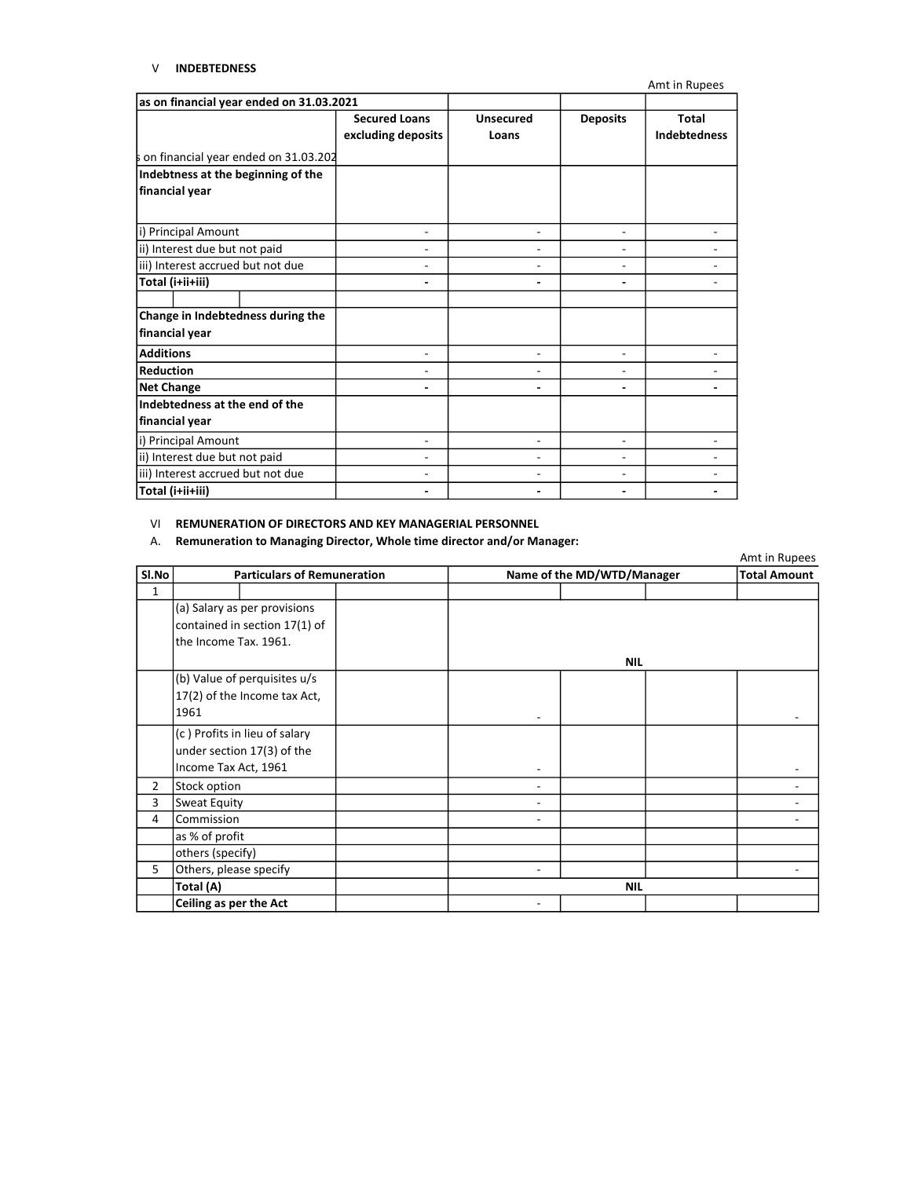## V INDEBTEDNESS

Amt in Rupees

| as on financial year ended on 31.03.2021 | Secured Loans excluding deposits | Unsecured Loans | Deposits | Total Indebtedness |
|---|---|---|---|---|
| s on financial year ended on 31.03.202 | | | | |
| **Indebtness at the beginning of the financial year** | | | | |
| i) Principal Amount | - | - | - | - |
| ii) Interest due but not paid | - | - | - | - |
| iii) Interest accrued but not due | - | - | - | - |
| **Total (i+ii+iii)** | **-** | **-** | **-** | - |
| | | | | |
| **Change in Indebtedness during the financial year** | | | | |
| **Additions** | - | - | - | - |
| **Reduction** | - | - | - | - |
| **Net Change** | **-** | **-** | **-** | **-** |
| **Indebtedness at the end of the financial year** | | | | |
| i) Principal Amount | - | - | - | - |
| ii) Interest due but not paid | - | - | - | - |
| iii) Interest accrued but not due | - | - | - | - |
| **Total (i+ii+iii)** | **-** | **-** | **-** | **-** |

## VI REMUNERATION OF DIRECTORS AND KEY MANAGERIAL PERSONNEL

**A. Remuneration to Managing Director, Whole time director and/or Manager:**

Amt in Rupees

| Sl.No | Particulars of Remuneration | | Name of the MD/WTD/Manager | | | Total Amount |
|---|---|---|---|---|---|---|
| 1 | | | | | | |
| | (a) Salary as per provisions contained in section 17(1) of the Income Tax. 1961. | | | **NIL** | | |
| | (b) Value of perquisites u/s 17(2) of the Income tax Act, 1961 | | - | | | - |
| | (c ) Profits in lieu of salary under section 17(3) of the Income Tax Act, 1961 | | - | | | - |
| 2 | Stock option | | - | | | - |
| 3 | Sweat Equity | | - | | | - |
| 4 | Commission | | - | | | - |
| | as % of profit | | | | | |
| | others (specify) | | | | | |
| 5 | Others, please specify | | - | | | - |
| | **Total (A)** | | | **NIL** | | |
| | **Ceiling as per the Act** | | - | | | |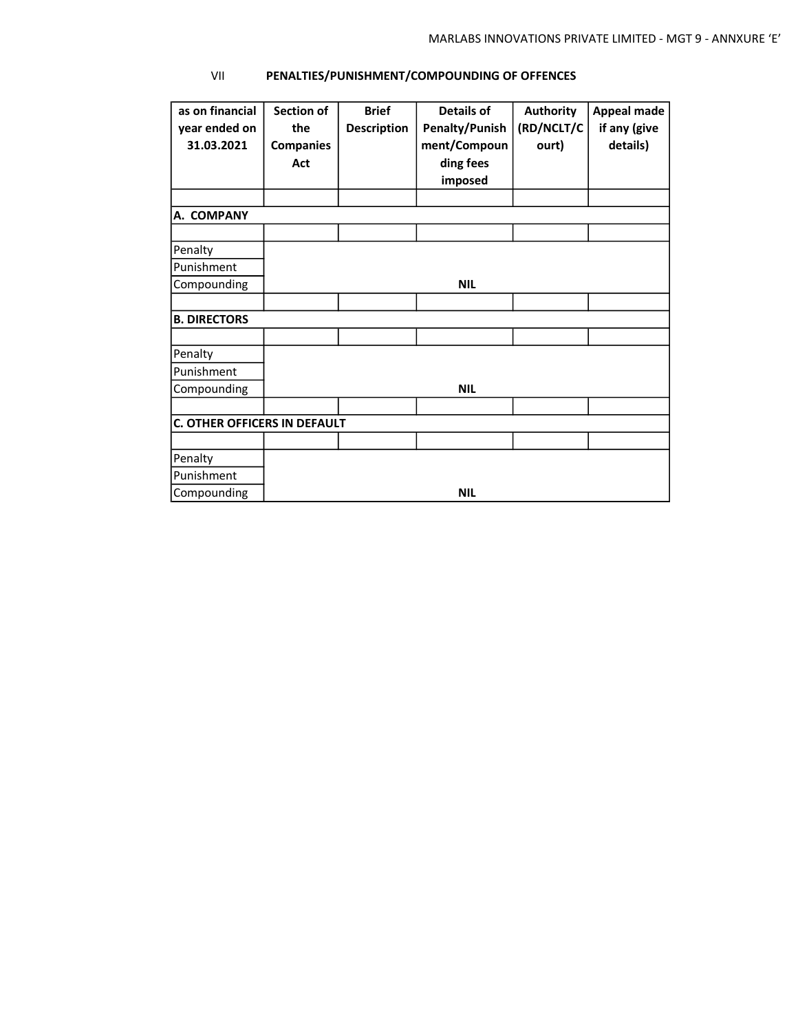VII **PENALTIES/PUNISHMENT/COMPOUNDING OF OFFENCES**

| as on financial year ended on 31.03.2021 | Section of the Companies Act | Brief Description | Details of Penalty/Punishment/Compounding fees imposed | Authority (RD/NCLT/Court) | Appeal made if any (give details) |
|---|---|---|---|---|---|
| | | | | | |
| **A. COMPANY** | | | | | |
| | | | | | |
| Penalty | | | | | |
| Punishment | | | | | |
| Compounding | | | **NIL** | | |
| | | | | | |
| **B. DIRECTORS** | | | | | |
| | | | | | |
| Penalty | | | | | |
| Punishment | | | | | |
| Compounding | | | **NIL** | | |
| | | | | | |
| **C. OTHER OFFICERS IN DEFAULT** | | | | | |
| | | | | | |
| Penalty | | | | | |
| Punishment | | | | | |
| Compounding | | | **NIL** | | |